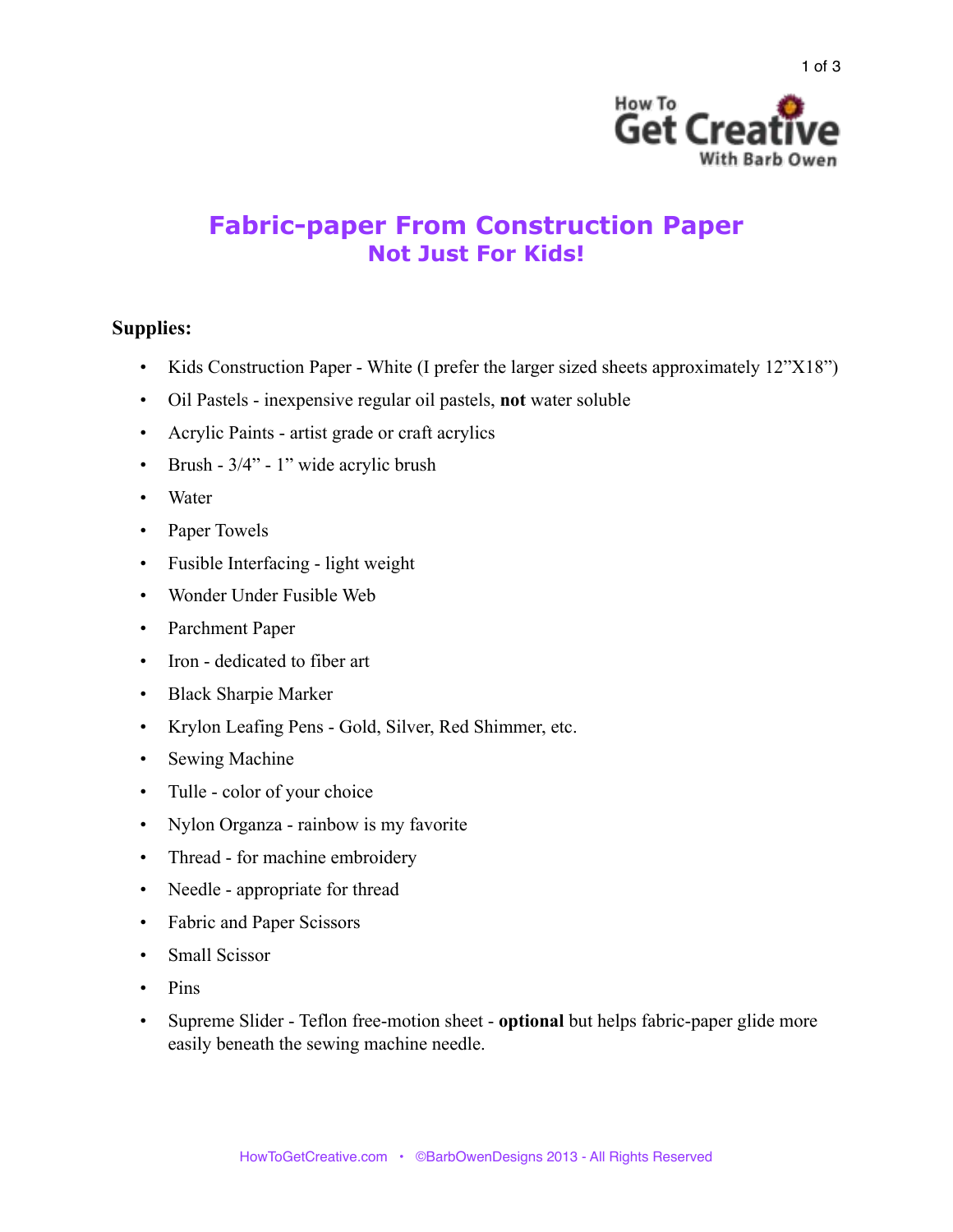# Fabric-paper From Construction Paper
## Not Just For Kids!

### Supplies:

- Kids Construction Paper - White (I prefer the larger sized sheets approximately 12”X18”)
- Oil Pastels - inexpensive regular oil pastels, **not** water soluble
- Acrylic Paints - artist grade or craft acrylics
- Brush - 3/4” - 1” wide acrylic brush
- Water
- Paper Towels
- Fusible Interfacing - light weight
- Wonder Under Fusible Web
- Parchment Paper
- Iron - dedicated to fiber art
- Black Sharpie Marker
- Krylon Leafing Pens - Gold, Silver, Red Shimmer, etc.
- Sewing Machine
- Tulle - color of your choice
- Nylon Organza - rainbow is my favorite
- Thread - for machine embroidery
- Needle - appropriate for thread
- Fabric and Paper Scissors
- Small Scissor
- Pins
- Supreme Slider - Teflon free-motion sheet - **optional** but helps fabric-paper glide more easily beneath the sewing machine needle.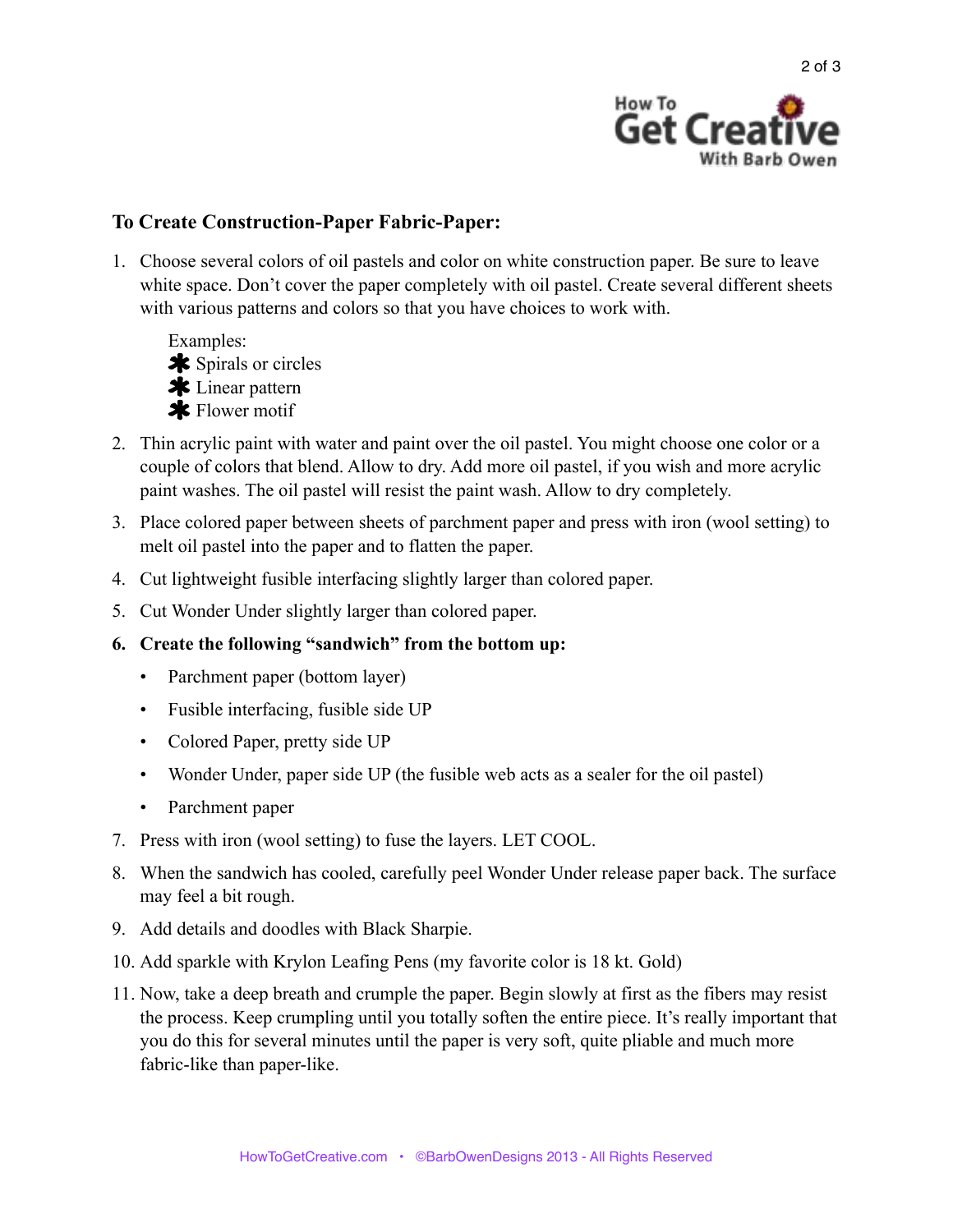## To Create Construction-Paper Fabric-Paper:

1. Choose several colors of oil pastels and color on white construction paper. Be sure to leave white space. Don't cover the paper completely with oil pastel. Create several different sheets with various patterns and colors so that you have choices to work with.

   Examples:
   - Spirals or circles
   - Linear pattern
   - Flower motif

2. Thin acrylic paint with water and paint over the oil pastel. You might choose one color or a couple of colors that blend. Allow to dry. Add more oil pastel, if you wish and more acrylic paint washes. The oil pastel will resist the paint wash. Allow to dry completely.
3. Place colored paper between sheets of parchment paper and press with iron (wool setting) to melt oil pastel into the paper and to flatten the paper.
4. Cut lightweight fusible interfacing slightly larger than colored paper.
5. Cut Wonder Under slightly larger than colored paper.
6. **Create the following "sandwich" from the bottom up:**
   - Parchment paper (bottom layer)
   - Fusible interfacing, fusible side UP
   - Colored Paper, pretty side UP
   - Wonder Under, paper side UP (the fusible web acts as a sealer for the oil pastel)
   - Parchment paper
7. Press with iron (wool setting) to fuse the layers. LET COOL.
8. When the sandwich has cooled, carefully peel Wonder Under release paper back. The surface may feel a bit rough.
9. Add details and doodles with Black Sharpie.
10. Add sparkle with Krylon Leafing Pens (my favorite color is 18 kt. Gold)
11. Now, take a deep breath and crumple the paper. Begin slowly at first as the fibers may resist the process. Keep crumpling until you totally soften the entire piece. It's really important that you do this for several minutes until the paper is very soft, quite pliable and much more fabric-like than paper-like.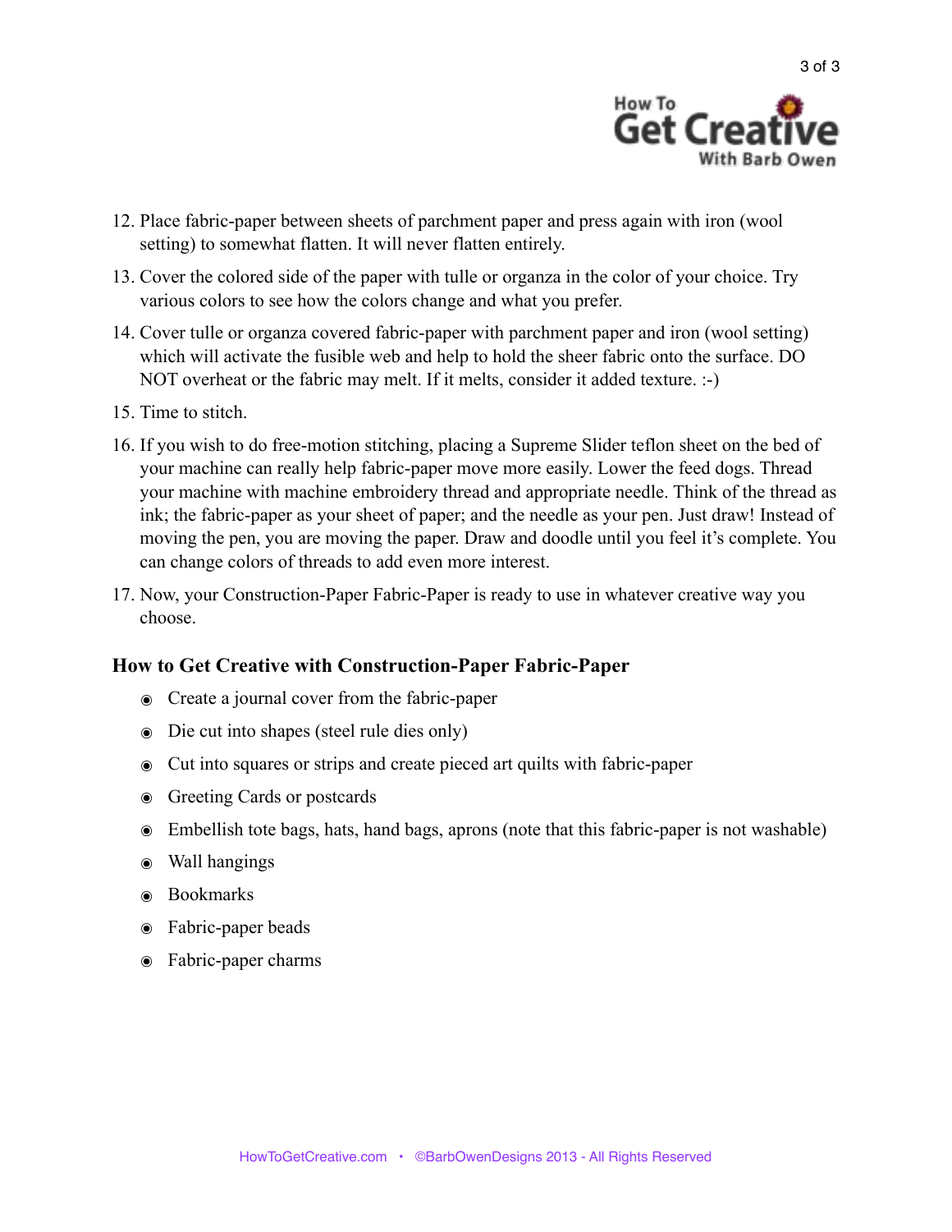12. Place fabric-paper between sheets of parchment paper and press again with iron (wool setting) to somewhat flatten. It will never flatten entirely.
13. Cover the colored side of the paper with tulle or organza in the color of your choice. Try various colors to see how the colors change and what you prefer.
14. Cover tulle or organza covered fabric-paper with parchment paper and iron (wool setting) which will activate the fusible web and help to hold the sheer fabric onto the surface. DO NOT overheat or the fabric may melt. If it melts, consider it added texture. :-)
15. Time to stitch.
16. If you wish to do free-motion stitching, placing a Supreme Slider teflon sheet on the bed of your machine can really help fabric-paper move more easily. Lower the feed dogs. Thread your machine with machine embroidery thread and appropriate needle. Think of the thread as ink; the fabric-paper as your sheet of paper; and the needle as your pen. Just draw! Instead of moving the pen, you are moving the paper. Draw and doodle until you feel it's complete. You can change colors of threads to add even more interest.
17. Now, your Construction-Paper Fabric-Paper is ready to use in whatever creative way you choose.

### How to Get Creative with Construction-Paper Fabric-Paper

- Create a journal cover from the fabric-paper
- Die cut into shapes (steel rule dies only)
- Cut into squares or strips and create pieced art quilts with fabric-paper
- Greeting Cards or postcards
- Embellish tote bags, hats, hand bags, aprons (note that this fabric-paper is not washable)
- Wall hangings
- Bookmarks
- Fabric-paper beads
- Fabric-paper charms